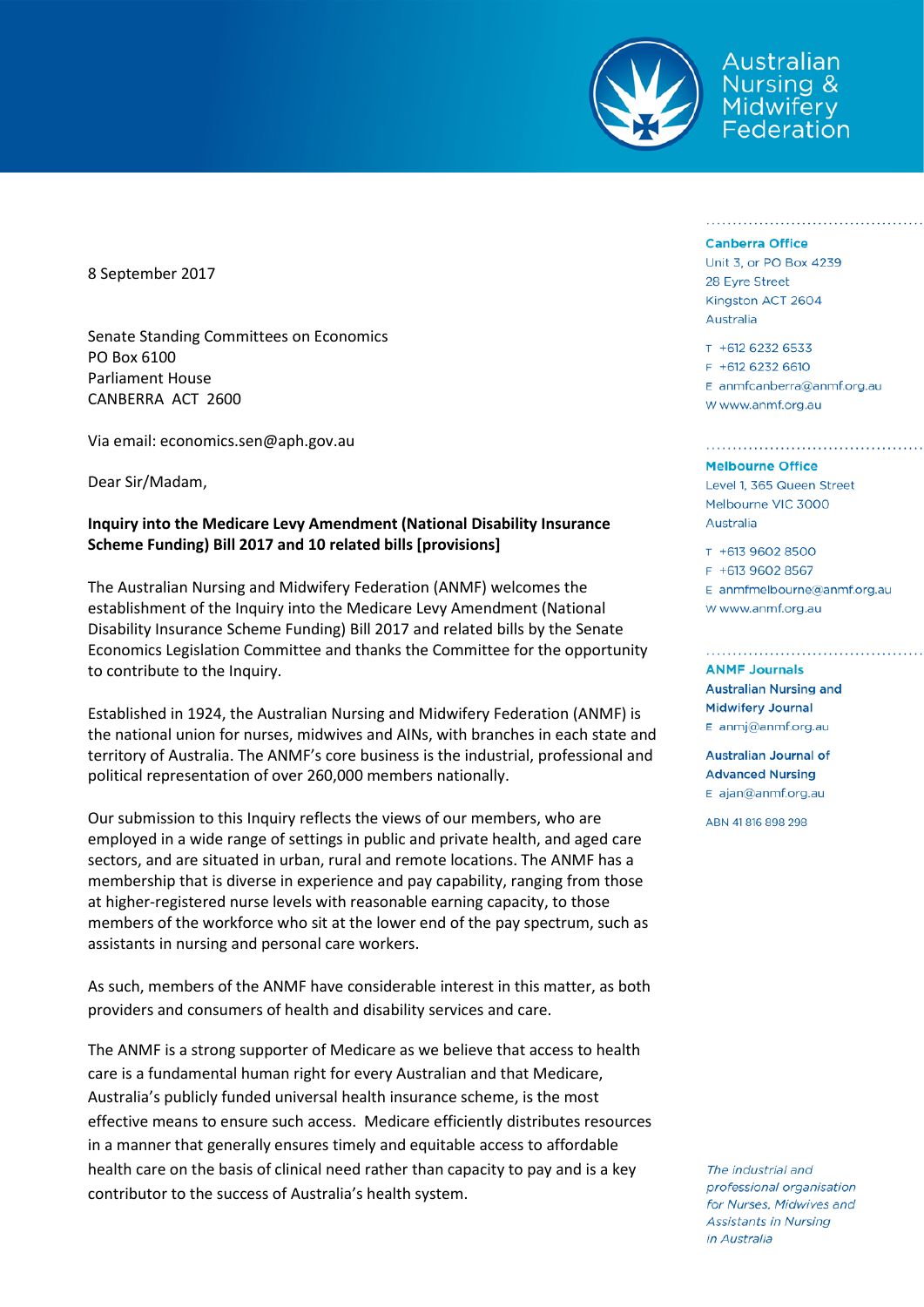Australian Nursing & Midwifery Federation

8 September 2017

Senate Standing Committees on Economics
PO Box 6100
Parliament House
CANBERRA ACT 2600

Via email: economics.sen@aph.gov.au

Dear Sir/Madam,

**Inquiry into the Medicare Levy Amendment (National Disability Insurance Scheme Funding) Bill 2017 and 10 related bills [provisions]**

The Australian Nursing and Midwifery Federation (ANMF) welcomes the establishment of the Inquiry into the Medicare Levy Amendment (National Disability Insurance Scheme Funding) Bill 2017 and related bills by the Senate Economics Legislation Committee and thanks the Committee for the opportunity to contribute to the Inquiry.

Established in 1924, the Australian Nursing and Midwifery Federation (ANMF) is the national union for nurses, midwives and AINs, with branches in each state and territory of Australia. The ANMF's core business is the industrial, professional and political representation of over 260,000 members nationally.

Our submission to this Inquiry reflects the views of our members, who are employed in a wide range of settings in public and private health, and aged care sectors, and are situated in urban, rural and remote locations. The ANMF has a membership that is diverse in experience and pay capability, ranging from those at higher-registered nurse levels with reasonable earning capacity, to those members of the workforce who sit at the lower end of the pay spectrum, such as assistants in nursing and personal care workers.

As such, members of the ANMF have considerable interest in this matter, as both providers and consumers of health and disability services and care.

The ANMF is a strong supporter of Medicare as we believe that access to health care is a fundamental human right for every Australian and that Medicare, Australia's publicly funded universal health insurance scheme, is the most effective means to ensure such access. Medicare efficiently distributes resources in a manner that generally ensures timely and equitable access to affordable health care on the basis of clinical need rather than capacity to pay and is a key contributor to the success of Australia's health system.

**Canberra Office**
Unit 3, or PO Box 4239
28 Eyre Street
Kingston ACT 2604
Australia

T +612 6232 6533
F +612 6232 6610
E anmfcanberra@anmf.org.au
W www.anmf.org.au

**Melbourne Office**
Level 1, 365 Queen Street
Melbourne VIC 3000
Australia

T +613 9602 8500
F +613 9602 8567
E anmfmelbourne@anmf.org.au
W www.anmf.org.au

**ANMF Journals**

**Australian Nursing and Midwifery Journal**
E anmj@anmf.org.au

**Australian Journal of Advanced Nursing**
E ajan@anmf.org.au

ABN 41 816 898 298

*The industrial and professional organisation for Nurses, Midwives and Assistants in Nursing in Australia*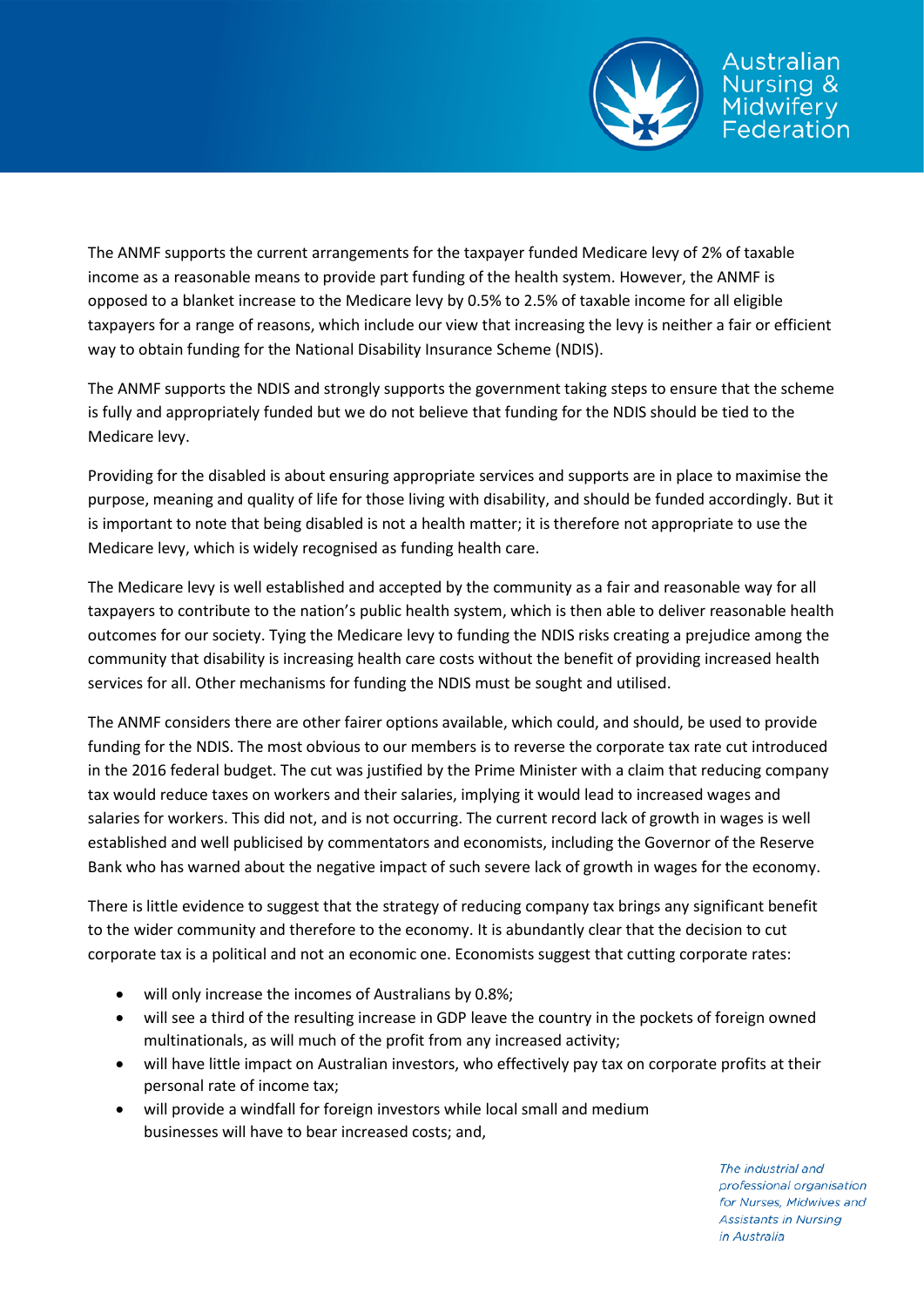The ANMF supports the current arrangements for the taxpayer funded Medicare levy of 2% of taxable income as a reasonable means to provide part funding of the health system. However, the ANMF is opposed to a blanket increase to the Medicare levy by 0.5% to 2.5% of taxable income for all eligible taxpayers for a range of reasons, which include our view that increasing the levy is neither a fair or efficient way to obtain funding for the National Disability Insurance Scheme (NDIS).

The ANMF supports the NDIS and strongly supports the government taking steps to ensure that the scheme is fully and appropriately funded but we do not believe that funding for the NDIS should be tied to the Medicare levy.

Providing for the disabled is about ensuring appropriate services and supports are in place to maximise the purpose, meaning and quality of life for those living with disability, and should be funded accordingly. But it is important to note that being disabled is not a health matter; it is therefore not appropriate to use the Medicare levy, which is widely recognised as funding health care.

The Medicare levy is well established and accepted by the community as a fair and reasonable way for all taxpayers to contribute to the nation's public health system, which is then able to deliver reasonable health outcomes for our society. Tying the Medicare levy to funding the NDIS risks creating a prejudice among the community that disability is increasing health care costs without the benefit of providing increased health services for all. Other mechanisms for funding the NDIS must be sought and utilised.

The ANMF considers there are other fairer options available, which could, and should, be used to provide funding for the NDIS. The most obvious to our members is to reverse the corporate tax rate cut introduced in the 2016 federal budget. The cut was justified by the Prime Minister with a claim that reducing company tax would reduce taxes on workers and their salaries, implying it would lead to increased wages and salaries for workers. This did not, and is not occurring. The current record lack of growth in wages is well established and well publicised by commentators and economists, including the Governor of the Reserve Bank who has warned about the negative impact of such severe lack of growth in wages for the economy.

There is little evidence to suggest that the strategy of reducing company tax brings any significant benefit to the wider community and therefore to the economy. It is abundantly clear that the decision to cut corporate tax is a political and not an economic one. Economists suggest that cutting corporate rates:

- will only increase the incomes of Australians by 0.8%;
- will see a third of the resulting increase in GDP leave the country in the pockets of foreign owned multinationals, as will much of the profit from any increased activity;
- will have little impact on Australian investors, who effectively pay tax on corporate profits at their personal rate of income tax;
- will provide a windfall for foreign investors while local small and medium businesses will have to bear increased costs; and,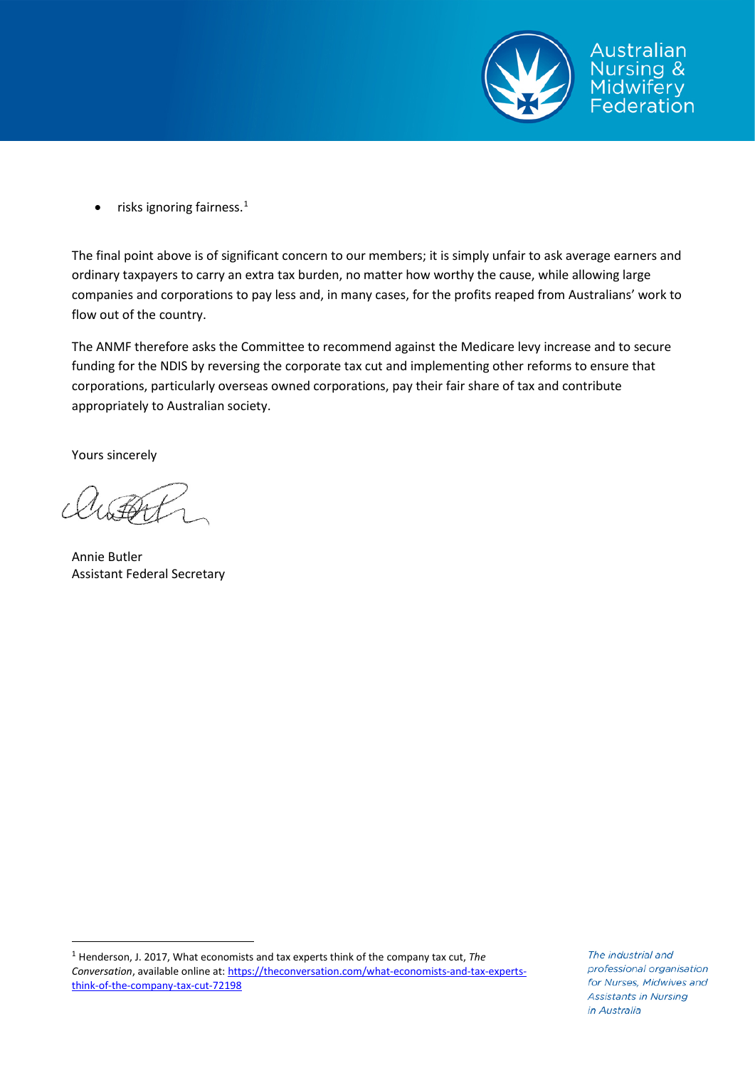- risks ignoring fairness.[1]

The final point above is of significant concern to our members; it is simply unfair to ask average earners and ordinary taxpayers to carry an extra tax burden, no matter how worthy the cause, while allowing large companies and corporations to pay less and, in many cases, for the profits reaped from Australians' work to flow out of the country.

The ANMF therefore asks the Committee to recommend against the Medicare levy increase and to secure funding for the NDIS by reversing the corporate tax cut and implementing other reforms to ensure that corporations, particularly overseas owned corporations, pay their fair share of tax and contribute appropriately to Australian society.

Yours sincerely

Annie Butler
Assistant Federal Secretary

---

[1] Henderson, J. 2017, What economists and tax experts think of the company tax cut, *The Conversation*, available online at: https://theconversation.com/what-economists-and-tax-experts-think-of-the-company-tax-cut-72198